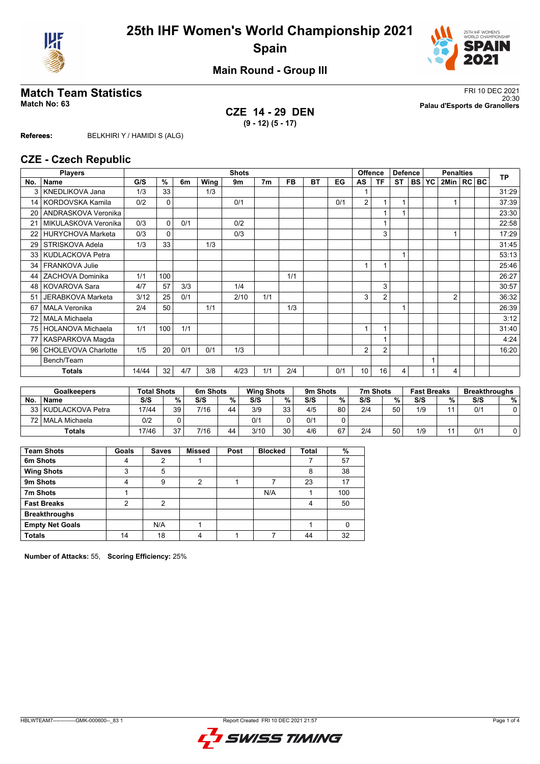# 25th IHF Women's World Championship 2021

## Spain

### Main Round - Group III

## Match Team Statistics

**Match No: 63**

FRI 10 DEC 2021
20:30
**Palau d'Esports de Granollers**

**CZE 14 - 29 DEN**
**(9 - 12) (5 - 17)**

**Referees:** BELKHIRI Y / HAMIDI S (ALG)

## CZE - Czech Republic

| Players | | Shots | | | | | | | | | Offence | | Defence | | | Penalties | | | TP |
|---|---|---|---|---|---|---|---|---|---|---|---|---|---|---|---|---|---|---|---|
| No. | Name | G/S | % | 6m | Wing | 9m | 7m | FB | BT | EG | AS | TF | ST | BS | YC | 2Min | RC | BC | |
| 3 | KNEDLIKOVA Jana | 1/3 | 33 | | 1/3 | | | | | | 1 | | | | | | | | 31:29 |
| 14 | KORDOVSKA Kamila | 0/2 | 0 | | | 0/1 | | | | 0/1 | 2 | 1 | 1 | | | 1 | | | 37:39 |
| 20 | ANDRASKOVA Veronika | | | | | | | | | | | 1 | 1 | | | | | | 23:30 |
| 21 | MIKULASKOVA Veronika | 0/3 | 0 | 0/1 | | 0/2 | | | | | | 1 | | | | | | | 22:58 |
| 22 | HURYCHOVA Marketa | 0/3 | 0 | | | 0/3 | | | | | | 3 | | | | 1 | | | 17:29 |
| 29 | STRISKOVA Adela | 1/3 | 33 | | 1/3 | | | | | | | | | | | | | | 31:45 |
| 33 | KUDLACKOVA Petra | | | | | | | | | | | | 1 | | | | | | 53:13 |
| 34 | FRANKOVA Julie | | | | | | | | | | 1 | 1 | | | | | | | 25:46 |
| 44 | ZACHOVA Dominika | 1/1 | 100 | | | | | 1/1 | | | | | | | | | | | 26:27 |
| 48 | KOVAROVA Sara | 4/7 | 57 | 3/3 | | 1/4 | | | | | | 3 | | | | | | | 30:57 |
| 51 | JERABKOVA Marketa | 3/12 | 25 | 0/1 | | 2/10 | 1/1 | | | | 3 | 2 | | | | 2 | | | 36:32 |
| 67 | MALA Veronika | 2/4 | 50 | | 1/1 | | | 1/3 | | | | | 1 | | | | | | 26:39 |
| 72 | MALA Michaela | | | | | | | | | | | | | | | | | | 3:12 |
| 75 | HOLANOVA Michaela | 1/1 | 100 | 1/1 | | | | | | | 1 | 1 | | | | | | | 31:40 |
| 77 | KASPARKOVA Magda | | | | | | | | | | | 1 | | | | | | | 4:24 |
| 96 | CHOLEVOVA Charlotte | 1/5 | 20 | 0/1 | 0/1 | 1/3 | | | | | 2 | 2 | | | | | | | 16:20 |
| | Bench/Team | | | | | | | | | | | | | | 1 | | | | |
| | **Totals** | 14/44 | 32 | 4/7 | 3/8 | 4/23 | 1/1 | 2/4 | | 0/1 | 10 | 16 | 4 | | 1 | 4 | | | |

| Goalkeepers | | Total Shots | | 6m Shots | | Wing Shots | | 9m Shots | | 7m Shots | | Fast Breaks | | Breakthroughs | |
|---|---|---|---|---|---|---|---|---|---|---|---|---|---|---|---|
| No. | Name | S/S | % | S/S | % | S/S | % | S/S | % | S/S | % | S/S | % | S/S | % |
| 33 | KUDLACKOVA Petra | 17/44 | 39 | 7/16 | 44 | 3/9 | 33 | 4/5 | 80 | 2/4 | 50 | 1/9 | 11 | 0/1 | 0 |
| 72 | MALA Michaela | 0/2 | 0 | | | 0/1 | 0 | 0/1 | 0 | | | | | | |
| | **Totals** | 17/46 | 37 | 7/16 | 44 | 3/10 | 30 | 4/6 | 67 | 2/4 | 50 | 1/9 | 11 | 0/1 | 0 |

| Team Shots | Goals | Saves | Missed | Post | Blocked | Total | % |
|---|---|---|---|---|---|---|---|
| **6m Shots** | 4 | 2 | 1 | | | 7 | 57 |
| **Wing Shots** | 3 | 5 | | | | 8 | 38 |
| **9m Shots** | 4 | 9 | 2 | 1 | 7 | 23 | 17 |
| **7m Shots** | 1 | | | | N/A | 1 | 100 |
| **Fast Breaks** | 2 | 2 | | | | 4 | 50 |
| **Breakthroughs** | | | | | | | |
| **Empty Net Goals** | | N/A | 1 | | | 1 | 0 |
| **Totals** | 14 | 18 | 4 | 1 | 7 | 44 | 32 |

**Number of Attacks:** 55, **Scoring Efficiency:** 25%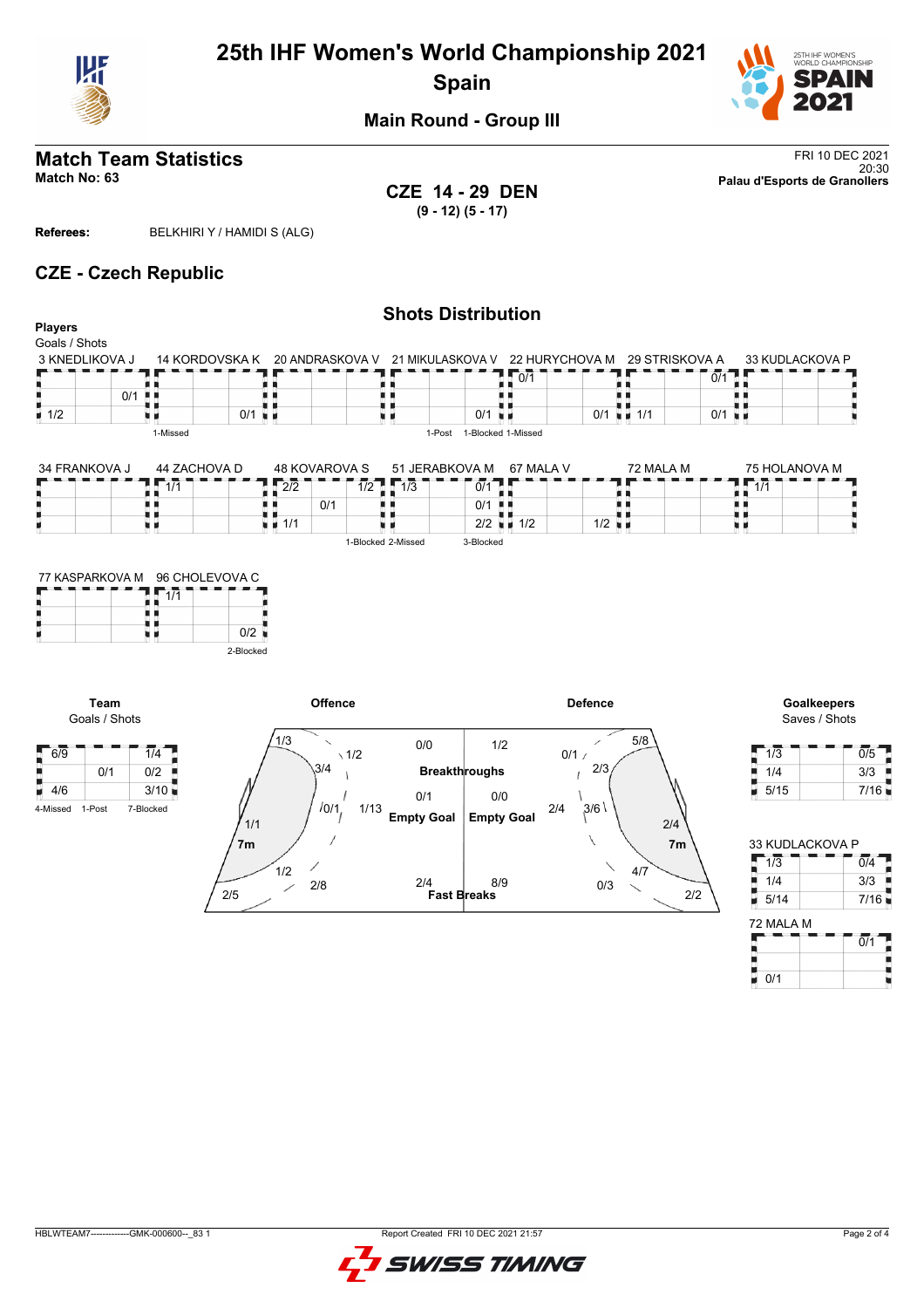# 25th IHF Women's World Championship 2021
## Spain
### Main Round - Group III

## Match Team Statistics
**Match No: 63**

FRI 10 DEC 2021
20:30
**Palau d'Esports de Granollers**

**CZE 14 - 29 DEN**
**(9 - 12) (5 - 17)**

**Referees:** BELKHIRI Y / HAMIDI S (ALG)

## CZE - Czech Republic

### Shots Distribution

**Players**
Goals / Shots

**3 KNEDLIKOVA J**

| | | |
|---|---|---|
| | | |
| | 0/1 | |
| 1/2 | | |

**14 KORDOVSKA K**

| | | |
|---|---|---|
| | | |
| | | |
| | | 0/1 |

1-Missed

**20 ANDRASKOVA V**

| | | |
|---|---|---|
| | | |
| | | |
| | | |

**21 MIKULASKOVA V**

| | | |
|---|---|---|
| | | |
| | | |
| | | 0/1 |

1-Post

**22 HURYCHOVA M**

| | | |
|---|---|---|
| 0/1 | | |
| | | |
| | | 0/1 |

1-Blocked 1-Missed

**29 STRISKOVA A**

| | | |
|---|---|---|
| | | 0/1 |
| | | |
| 1/1 | | 0/1 |

**33 KUDLACKOVA P**

| | | |
|---|---|---|
| | | |
| | | |
| | | |

**34 FRANKOVA J**

| | | |
|---|---|---|
| | | |
| | | |
| | | |

**44 ZACHOVA D**

| | | |
|---|---|---|
| 1/1 | | |
| | | |
| | | |

**48 KOVAROVA S**

| | | |
|---|---|---|
| 2/2 | | 1/2 |
| | 0/1 | |
| 1/1 | | |

1-Blocked 2-Missed

**51 JERABKOVA M**

| | | |
|---|---|---|
| 1/3 | | 0/1 |
| | | 0/1 |
| | | 2/2 |

3-Blocked

**67 MALA V**

| | | |
|---|---|---|
| | | |
| | | |
| 1/2 | | 1/2 |

**72 MALA M**

| | | |
|---|---|---|
| | | |
| | | |
| | | |

**75 HOLANOVA M**

| | | |
|---|---|---|
| 1/1 | | |
| | | |
| | | |

**77 KASPARKOVA M**

| | | |
|---|---|---|
| | | |
| | | |
| | | |

**96 CHOLEVOVA C**

| | | |
|---|---|---|
| 1/1 | | |
| | | |
| | | 0/2 |

2-Blocked

**Team**
Goals / Shots

| | | |
|---|---|---|
| 6/9 | | 1/4 |
| | 0/1 | 0/2 |
| 4/6 | | 3/10 |

4-Missed 1-Post 7-Blocked

**Offence**

| Zone | Goals / Shots |
|---|---|
| Left wing | 1/3 |
| Left 6m | 3/4 |
| Left back 9m | 1/2 |
| Centre 6m | 0/1 |
| Centre 9m | 1/13 |
| 7m | 1/1 |
| Left back (lower) | 1/2 |
| Right back 9m (lower) | 2/8 |
| Far | 2/5 |
| Breakthroughs | 0/0 |
| Empty Goal | 0/1 |
| Fast Breaks | 2/4 |

**Defence**

| Zone | Goals / Shots |
|---|---|
| Right wing | 5/8 |
| 9m | 0/1 |
| 6m | 2/3 |
| Centre 9m | 2/4 |
| Centre 6m | 3/6 |
| 7m | 2/4 |
| 6m (lower) | 4/7 |
| 9m (lower) | 0/3 |
| Far | 2/2 |
| Breakthroughs | 1/2 |
| Empty Goal | 0/0 |
| Fast Breaks | 8/9 |

**Goalkeepers**
Saves / Shots

| | | |
|---|---|---|
| 1/3 | | 0/5 |
| 1/4 | | 3/3 |
| 5/15 | | 7/16 |

**33 KUDLACKOVA P**

| | | |
|---|---|---|
| 1/3 | | 0/4 |
| 1/4 | | 3/3 |
| 5/14 | | 7/16 |

**72 MALA M**

| | | |
|---|---|---|
| | | 0/1 |
| | | |
| 0/1 | | |

HBLWTEAM7-------------GMK-000600--_83 1 Report Created FRI 10 DEC 2021 21:57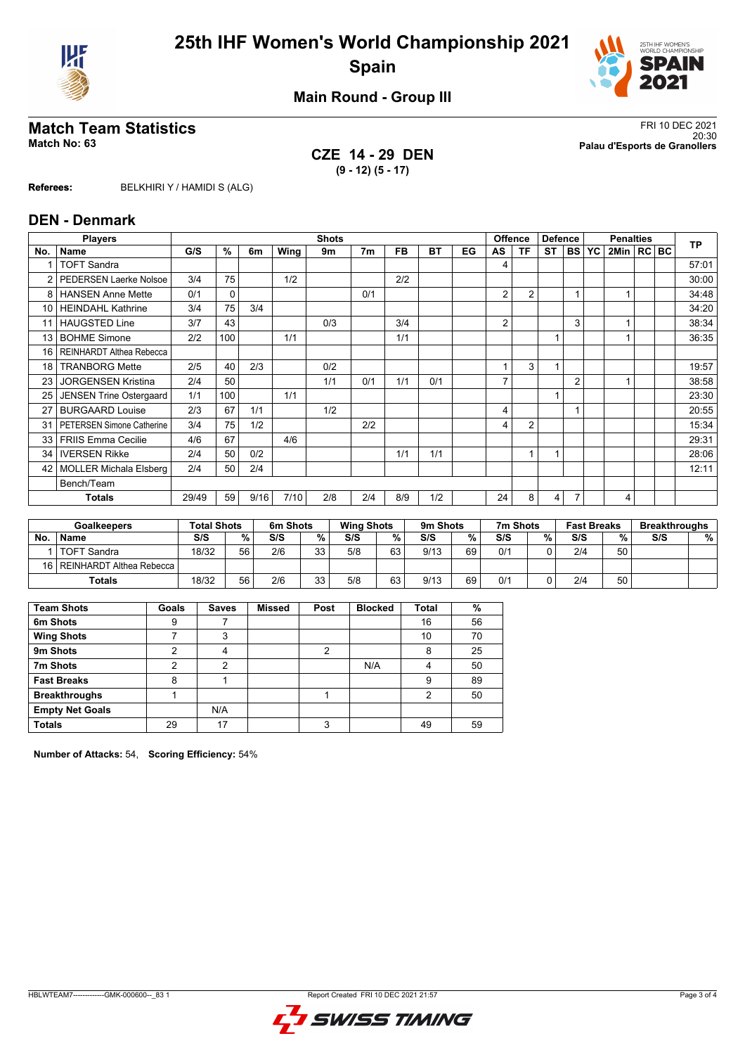# 25th IHF Women's World Championship 2021
## Spain

### Main Round - Group III

## Match Team Statistics

**Match No: 63**

FRI 10 DEC 2021
20:30
**Palau d'Esports de Granollers**

**CZE 14 - 29 DEN**
**(9 - 12) (5 - 17)**

**Referees:** BELKHIRI Y / HAMIDI S (ALG)

## DEN - Denmark

| Players | | Shots | | | | | | | | | | Offence | | Defence | | | Penalties | | | TP |
|---|---|---|---|---|---|---|---|---|---|---|---|---|---|---|---|---|---|---|---|---|
| No. | Name | G/S | % | 6m | Wing | 9m | 7m | FB | BT | EG | AS | TF | ST | BS | YC | 2Min | RC | BC | |
| 1 | TOFT Sandra | | | | | | | | | | 4 | | | | | | | | 57:01 |
| 2 | PEDERSEN Laerke Nolsoe | 3/4 | 75 | | 1/2 | | | 2/2 | | | | | | | | | | | 30:00 |
| 8 | HANSEN Anne Mette | 0/1 | 0 | | | | 0/1 | | | | 2 | 2 | | 1 | | 1 | | | 34:48 |
| 10 | HEINDAHL Kathrine | 3/4 | 75 | 3/4 | | | | | | | | | | | | | | | 34:20 |
| 11 | HAUGSTED Line | 3/7 | 43 | | | 0/3 | | 3/4 | | | 2 | | | 3 | | 1 | | | 38:34 |
| 13 | BOHME Simone | 2/2 | 100 | | 1/1 | | | 1/1 | | | | | 1 | | | 1 | | | 36:35 |
| 16 | REINHARDT Althea Rebecca | | | | | | | | | | | | | | | | | | |
| 18 | TRANBORG Mette | 2/5 | 40 | 2/3 | | 0/2 | | | | | 1 | 3 | 1 | | | | | | 19:57 |
| 23 | JORGENSEN Kristina | 2/4 | 50 | | | 1/1 | 0/1 | 1/1 | 0/1 | | 7 | | | 2 | | 1 | | | 38:58 |
| 25 | JENSEN Trine Ostergaard | 1/1 | 100 | | 1/1 | | | | | | | | 1 | | | | | | 23:30 |
| 27 | BURGAARD Louise | 2/3 | 67 | 1/1 | | 1/2 | | | | | 4 | | | 1 | | | | | 20:55 |
| 31 | PETERSEN Simone Catherine | 3/4 | 75 | 1/2 | | | 2/2 | | | | 4 | 2 | | | | | | | 15:34 |
| 33 | FRIIS Emma Cecilie | 4/6 | 67 | | 4/6 | | | | | | | | | | | | | | 29:31 |
| 34 | IVERSEN Rikke | 2/4 | 50 | 0/2 | | | | 1/1 | 1/1 | | | 1 | 1 | | | | | | 28:06 |
| 42 | MOLLER Michala Elsberg | 2/4 | 50 | 2/4 | | | | | | | | | | | | | | | 12:11 |
| | Bench/Team | | | | | | | | | | | | | | | | | | |
| | **Totals** | 29/49 | 59 | 9/16 | 7/10 | 2/8 | 2/4 | 8/9 | 1/2 | | 24 | 8 | 4 | 7 | | 4 | | | |

| Goalkeepers | | Total Shots | | 6m Shots | | Wing Shots | | 9m Shots | | 7m Shots | | Fast Breaks | | Breakthroughs | |
|---|---|---|---|---|---|---|---|---|---|---|---|---|---|---|---|
| No. | Name | S/S | % | S/S | % | S/S | % | S/S | % | S/S | % | S/S | % | S/S | % |
| 1 | TOFT Sandra | 18/32 | 56 | 2/6 | 33 | 5/8 | 63 | 9/13 | 69 | 0/1 | 0 | 2/4 | 50 | | |
| 16 | REINHARDT Althea Rebecca | | | | | | | | | | | | | | |
| | **Totals** | 18/32 | 56 | 2/6 | 33 | 5/8 | 63 | 9/13 | 69 | 0/1 | 0 | 2/4 | 50 | | |

| Team Shots | Goals | Saves | Missed | Post | Blocked | Total | % |
|---|---|---|---|---|---|---|---|
| **6m Shots** | 9 | 7 | | | | 16 | 56 |
| **Wing Shots** | 7 | 3 | | | | 10 | 70 |
| **9m Shots** | 2 | 4 | | 2 | | 8 | 25 |
| **7m Shots** | 2 | 2 | | | N/A | 4 | 50 |
| **Fast Breaks** | 8 | 1 | | | | 9 | 89 |
| **Breakthroughs** | 1 | | | 1 | | 2 | 50 |
| **Empty Net Goals** | | N/A | | | | | |
| **Totals** | 29 | 17 | | 3 | | 49 | 59 |

**Number of Attacks:** 54, **Scoring Efficiency:** 54%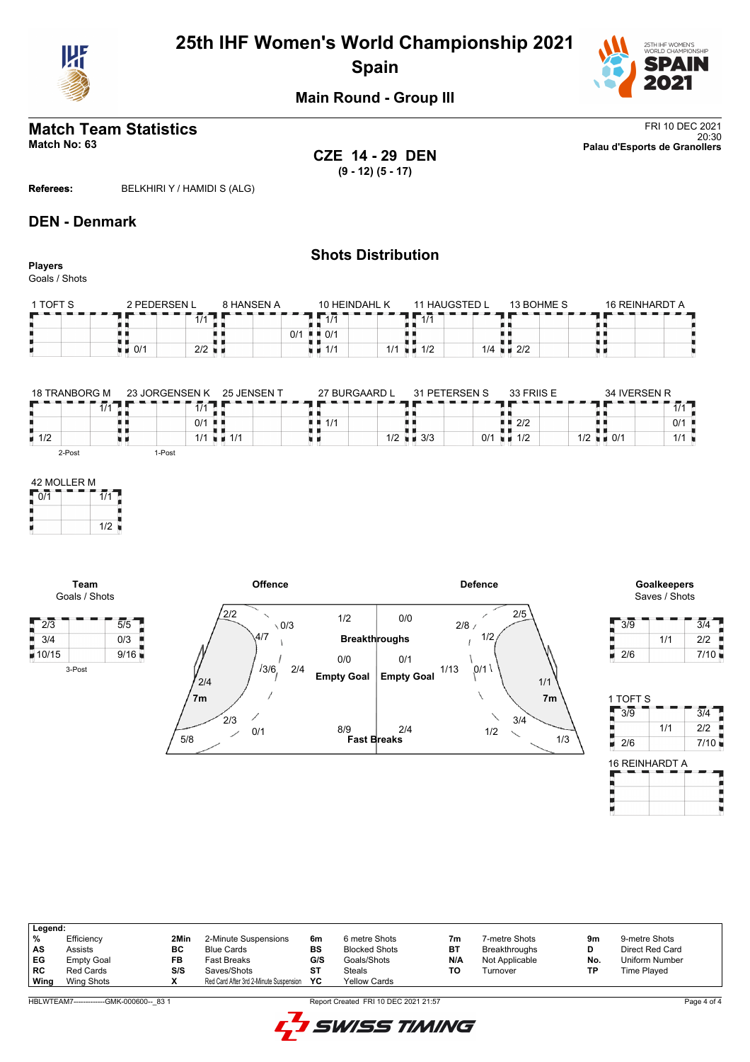# 25th IHF Women's World Championship 2021

## Spain

### Main Round - Group III

## Match Team Statistics

**Match No: 63**

FRI 10 DEC 2021
20:30
**Palau d'Esports de Granollers**

**CZE 14 - 29 DEN**
**(9 - 12) (5 - 17)**

**Referees:** BELKHIRI Y / HAMIDI S (ALG)

## DEN - Denmark

### Shots Distribution

**Players**
Goals / Shots

1 TOFT S

2 PEDERSEN L
1/1
0/1 2/2

8 HANSEN A
0/1

10 HEINDAHL K
1/1
0/1
1/1 1/1

11 HAUGSTED L
1/1
1/2 1/4

13 BOHME S
2/2

16 REINHARDT A

18 TRANBORG M
1/1
1/2
2-Post

23 JORGENSEN K
1/1
0/1
1/1
1-Post

25 JENSEN T
1/1

27 BURGAARD L
1/1
1/2

31 PETERSEN S
3/3 0/1

33 FRIIS E
2/2
1/2 1/2

34 IVERSEN R
1/1
0/1
0/1 1/1

42 MOLLER M
0/1 1/1
1/2

**Team**
Goals / Shots

| | | |
|---|---|---|
| 2/3 | | 5/5 |
| 3/4 | | 0/3 |
| 10/15 | | 9/16 |

3-Post

**Offence**

2/2
0/3
4/7
/3/6
2/4
2/4
7m
2/3
0/1
5/8

1/2 | 0/0
Breakthroughs
0/0 | 0/1
Empty Goal | Empty Goal
8/9 | 2/4
Fast Breaks

**Defence**

2/8
2/5
1/2
1/13
0/1
1/1
7m
3/4
1/2
1/3

**Goalkeepers**
Saves / Shots

| | | |
|---|---|---|
| 3/9 | | 3/4 |
| | 1/1 | 2/2 |
| 2/6 | | 7/10 |

1 TOFT S

| | | |
|---|---|---|
| 3/9 | | 3/4 |
| | 1/1 | 2/2 |
| 2/6 | | 7/10 |

16 REINHARDT A

**Legend:**

| | | | | | | | | | |
|---|---|---|---|---|---|---|---|---|---|
| % | Efficiency | 2Min | 2-Minute Suspensions | 6m | 6 metre Shots | 7m | 7-metre Shots | 9m | 9-metre Shots |
| AS | Assists | BC | Blue Cards | BS | Blocked Shots | BT | Breakthroughs | D | Direct Red Card |
| EG | Empty Goal | FB | Fast Breaks | G/S | Goals/Shots | N/A | Not Applicable | No. | Uniform Number |
| RC | Red Cards | S/S | Saves/Shots | ST | Steals | TO | Turnover | TP | Time Played |
| Wing | Wing Shots | X | Red Card After 3rd 2-Minute Suspension | YC | Yellow Cards | | | | |

HBLWTEAM7-------------GMK-000600--_83 1 Report Created FRI 10 DEC 2021 21:57